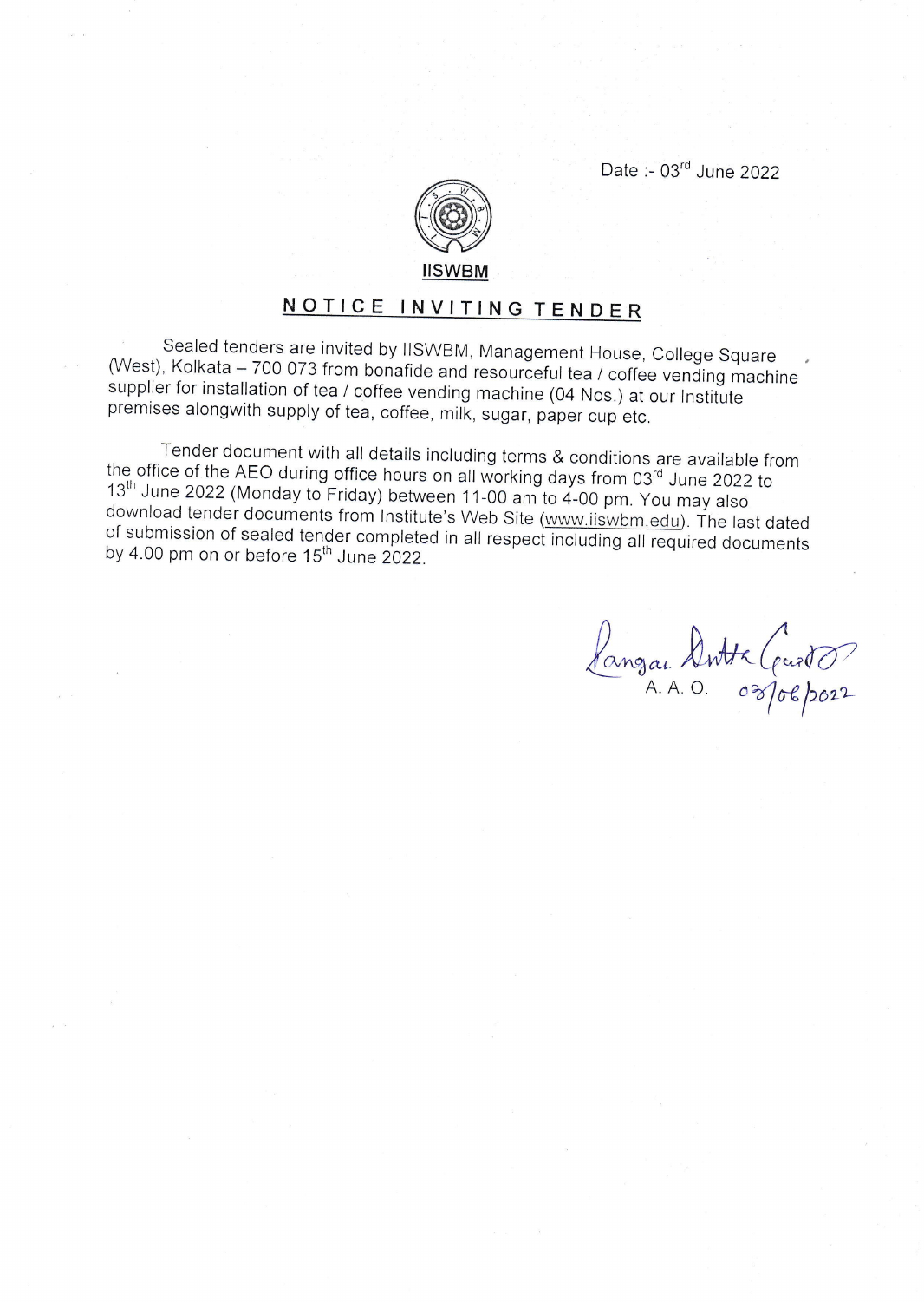Date :- 03rd June 2022

**IISWBM**

## NOTICE INVITING TENDER

Sealed tenders are invited by IISWBM, Management House, College Square (West), Kolkata – 700 073 from bonafide and resourceful tea / coffee vending machine supplier for installation of tea / coffee vending machine (04 Nos.) at our Institute premises alongwith supply of tea, coffee, milk, sugar, paper cup etc.

Tender document with all details including terms & conditions are available from the office of the AEO during office hours on all working days from 03rd June 2022 to 13th June 2022 (Monday to Friday) between 11-00 am to 4-00 pm. You may also download tender documents from Institute's Web Site (www.iiswbm.edu). The last dated of submission of sealed tender completed in all respect including all required documents by 4.00 pm on or before 15th June 2022.

Rangan Dutta Gupta
A. A. O. 03/06/2022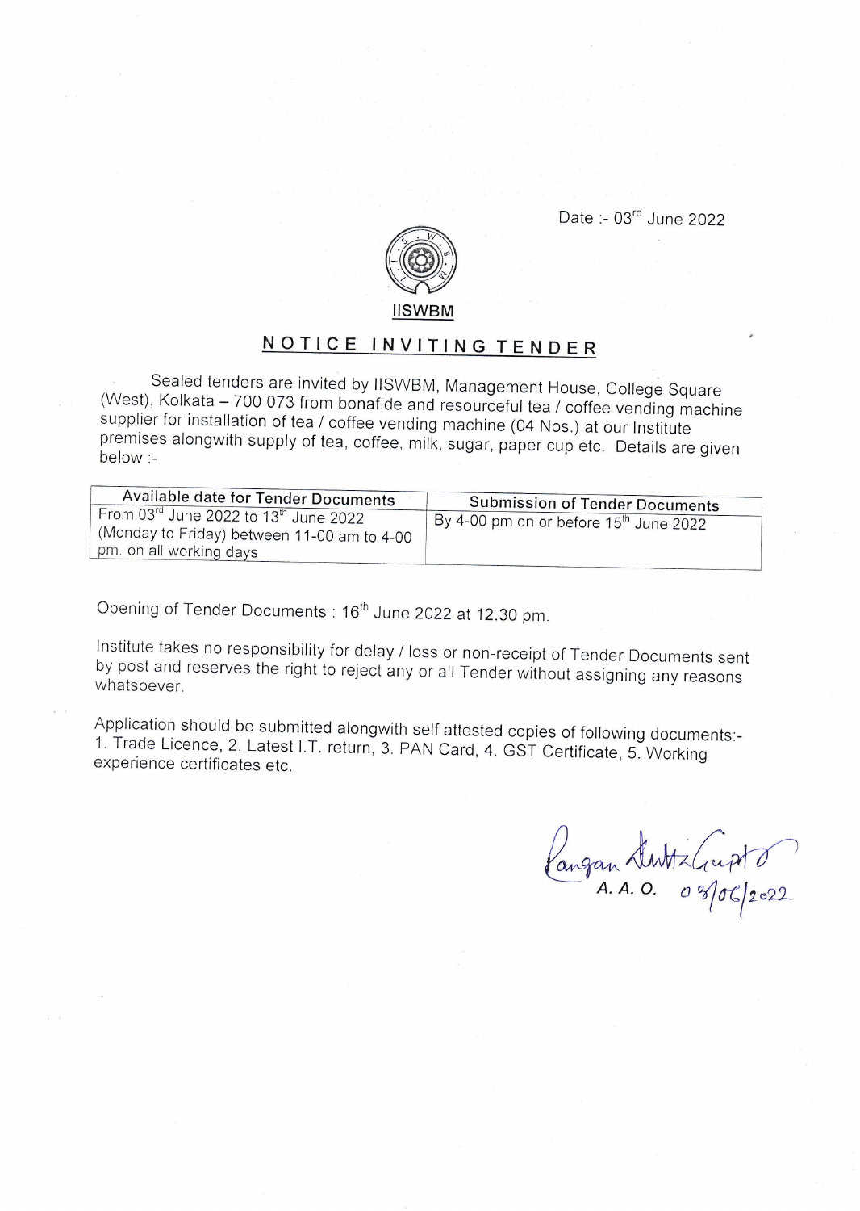Date :- 03rd June 2022

IISWBM

# NOTICE INVITING TENDER

Sealed tenders are invited by IISWBM, Management House, College Square (West), Kolkata – 700 073 from bonafide and resourceful tea / coffee vending machine supplier for installation of tea / coffee vending machine (04 Nos.) at our Institute premises alongwith supply of tea, coffee, milk, sugar, paper cup etc. Details are given below :-

| Available date for Tender Documents | Submission of Tender Documents |
|---|---|
| From 03rd June 2022 to 13th June 2022 (Monday to Friday) between 11-00 am to 4-00 pm. on all working days | By 4-00 pm on or before 15th June 2022 |

Opening of Tender Documents : 16th June 2022 at 12.30 pm.

Institute takes no responsibility for delay / loss or non-receipt of Tender Documents sent by post and reserves the right to reject any or all Tender without assigning any reasons whatsoever.

Application should be submitted alongwith self attested copies of following documents:- 1. Trade Licence, 2. Latest I.T. return, 3. PAN Card, 4. GST Certificate, 5. Working experience certificates etc.

Rangan Dutta Gupta
A. A. O. 03/06/2022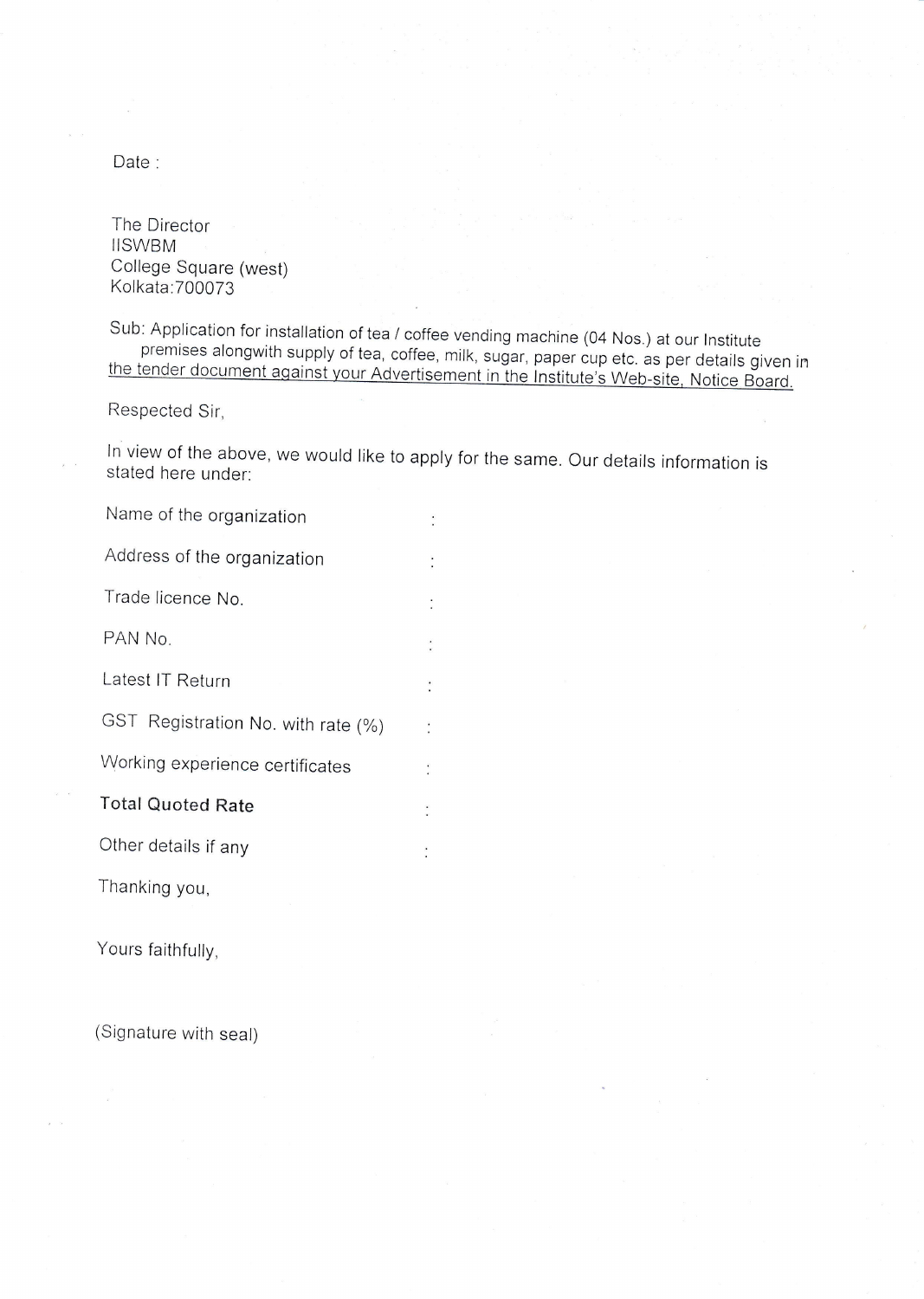Date :

The Director
IISWBM
College Square (west)
Kolkata:700073

Sub: Application for installation of tea / coffee vending machine (04 Nos.) at our Institute premises alongwith supply of tea, coffee, milk, sugar, paper cup etc. as per details given in the tender document against your Advertisement in the Institute's Web-site, Notice Board.

Respected Sir,

In view of the above, we would like to apply for the same. Our details information is stated here under:

| | |
|---|---|
| Name of the organization | : |
| Address of the organization | : |
| Trade licence No. | : |
| PAN No. | : |
| Latest IT Return | : |
| GST Registration No. with rate (%) | : |
| Working experience certificates | : |
| **Total Quoted Rate** | : |
| Other details if any | : |

Thanking you,

Yours faithfully,

(Signature with seal)